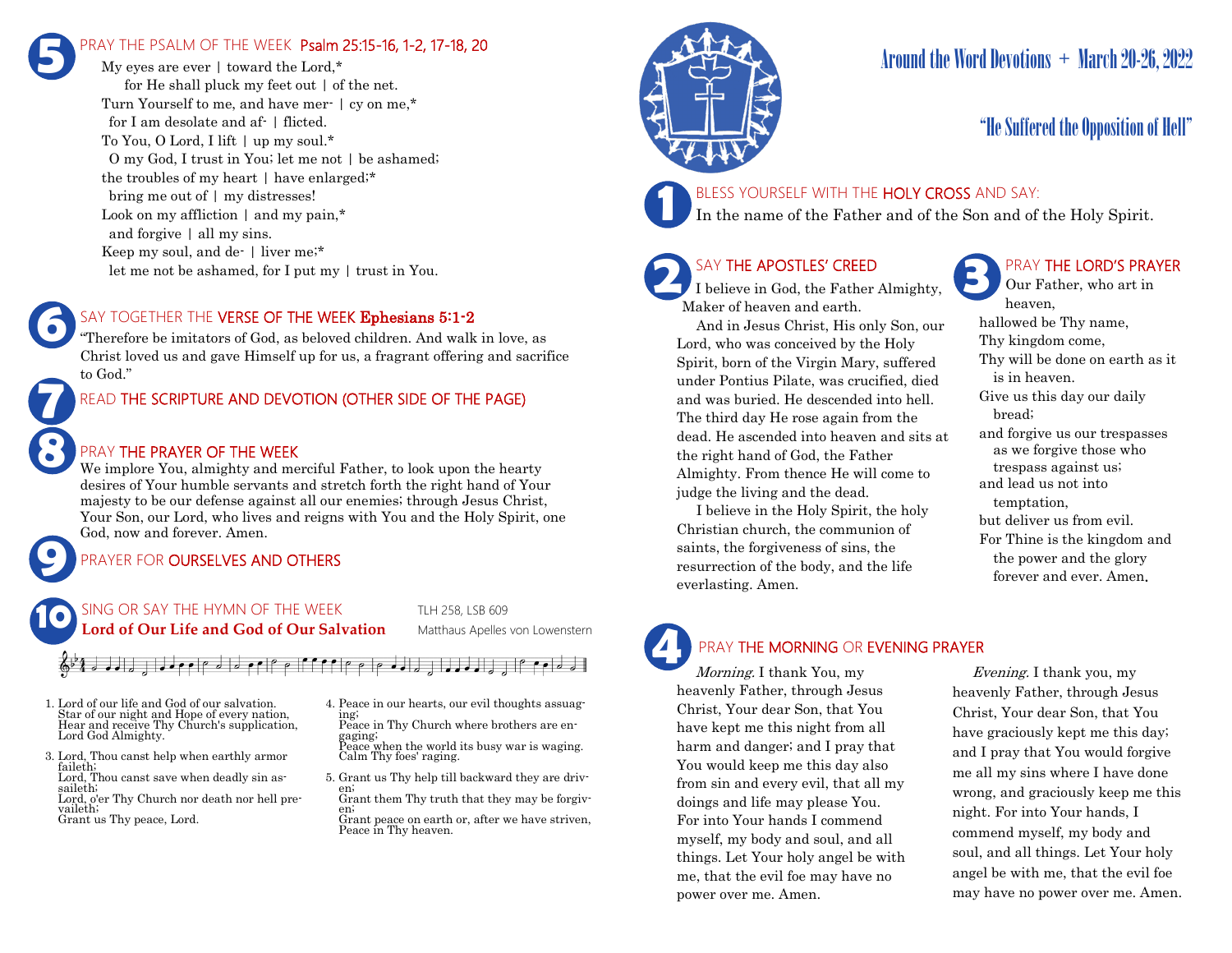# Around the Word Devotions + March 20-26, 2022

## "He Suffered the Opposition of Hell"

### 1 BLESS YOURSELF WITH THE HOLY CROSS AND SAY:

In the name of the Father and of the Son and of the Holy Spirit.

### 2 SAY THE APOSTLES' CREED

I believe in God, the Father Almighty, Maker of heaven and earth.

And in Jesus Christ, His only Son, our Lord, who was conceived by the Holy Spirit, born of the Virgin Mary, suffered under Pontius Pilate, was crucified, died and was buried. He descended into hell. The third day He rose again from the dead. He ascended into heaven and sits at the right hand of God, the Father Almighty. From thence He will come to judge the living and the dead.

I believe in the Holy Spirit, the holy Christian church, the communion of saints, the forgiveness of sins, the resurrection of the body, and the life everlasting. Amen.

### 3 PRAY THE LORD'S PRAYER

Our Father, who art in heaven,
hallowed be Thy name,
Thy kingdom come,
Thy will be done on earth as it is in heaven.
Give us this day our daily bread;
and forgive us our trespasses as we forgive those who trespass against us;
and lead us not into temptation,
but deliver us from evil.
For Thine is the kingdom and the power and the glory forever and ever. Amen.

### 4 PRAY THE MORNING OR EVENING PRAYER

*Morning.* I thank You, my heavenly Father, through Jesus Christ, Your dear Son, that You have kept me this night from all harm and danger; and I pray that You would keep me this day also from sin and every evil, that all my doings and life may please You. For into Your hands I commend myself, my body and soul, and all things. Let Your holy angel be with me, that the evil foe may have no power over me. Amen.

*Evening.* I thank you, my heavenly Father, through Jesus Christ, Your dear Son, that You have graciously kept me this day; and I pray that You would forgive me all my sins where I have done wrong, and graciously keep me this night. For into Your hands, I commend myself, my body and soul, and all things. Let Your holy angel be with me, that the evil foe may have no power over me. Amen.

### 5 PRAY THE PSALM OF THE WEEK Psalm 25:15-16, 1-2, 17-18, 20

My eyes are ever | toward the Lord,*
for He shall pluck my feet out | of the net.
Turn Yourself to me, and have mer- | cy on me,*
for I am desolate and af- | flicted.
To You, O Lord, I lift | up my soul.*
O my God, I trust in You; let me not | be ashamed;
the troubles of my heart | have enlarged;*
bring me out of | my distresses!
Look on my affliction | and my pain,*
and forgive | all my sins.
Keep my soul, and de- | liver me;*
let me not be ashamed, for I put my | trust in You.

### 6 SAY TOGETHER THE VERSE OF THE WEEK Ephesians 5:1-2

"Therefore be imitators of God, as beloved children. And walk in love, as Christ loved us and gave Himself up for us, a fragrant offering and sacrifice to God."

### 7 READ THE SCRIPTURE AND DEVOTION (OTHER SIDE OF THE PAGE)

### 8 PRAY THE PRAYER OF THE WEEK

We implore You, almighty and merciful Father, to look upon the hearty desires of Your humble servants and stretch forth the right hand of Your majesty to be our defense against all our enemies; through Jesus Christ, Your Son, our Lord, who lives and reigns with You and the Holy Spirit, one God, now and forever. Amen.

### 9 PRAYER FOR OURSELVES AND OTHERS

### 10 SING OR SAY THE HYMN OF THE WEEK

TLH 258, LSB 609

**Lord of Our Life and God of Our Salvation**

Matthaus Apelles von Lowenstern

1. Lord of our life and God of our salvation.
Star of our night and Hope of every nation,
Hear and receive Thy Church's supplication,
Lord God Almighty.

3. Lord, Thou canst help when earthly armor faileth;
Lord, Thou canst save when deadly sin assaileth;
Lord, o'er Thy Church nor death nor hell prevaileth;
Grant us Thy peace, Lord.

4. Peace in our hearts, our evil thoughts assuaging;
Peace in Thy Church where brothers are engaging;
Peace when the world its busy war is waging.
Calm Thy foes' raging.

5. Grant us Thy help till backward they are driven;
Grant them Thy truth that they may be forgiven;
Grant peace on earth or, after we have striven,
Peace in Thy heaven.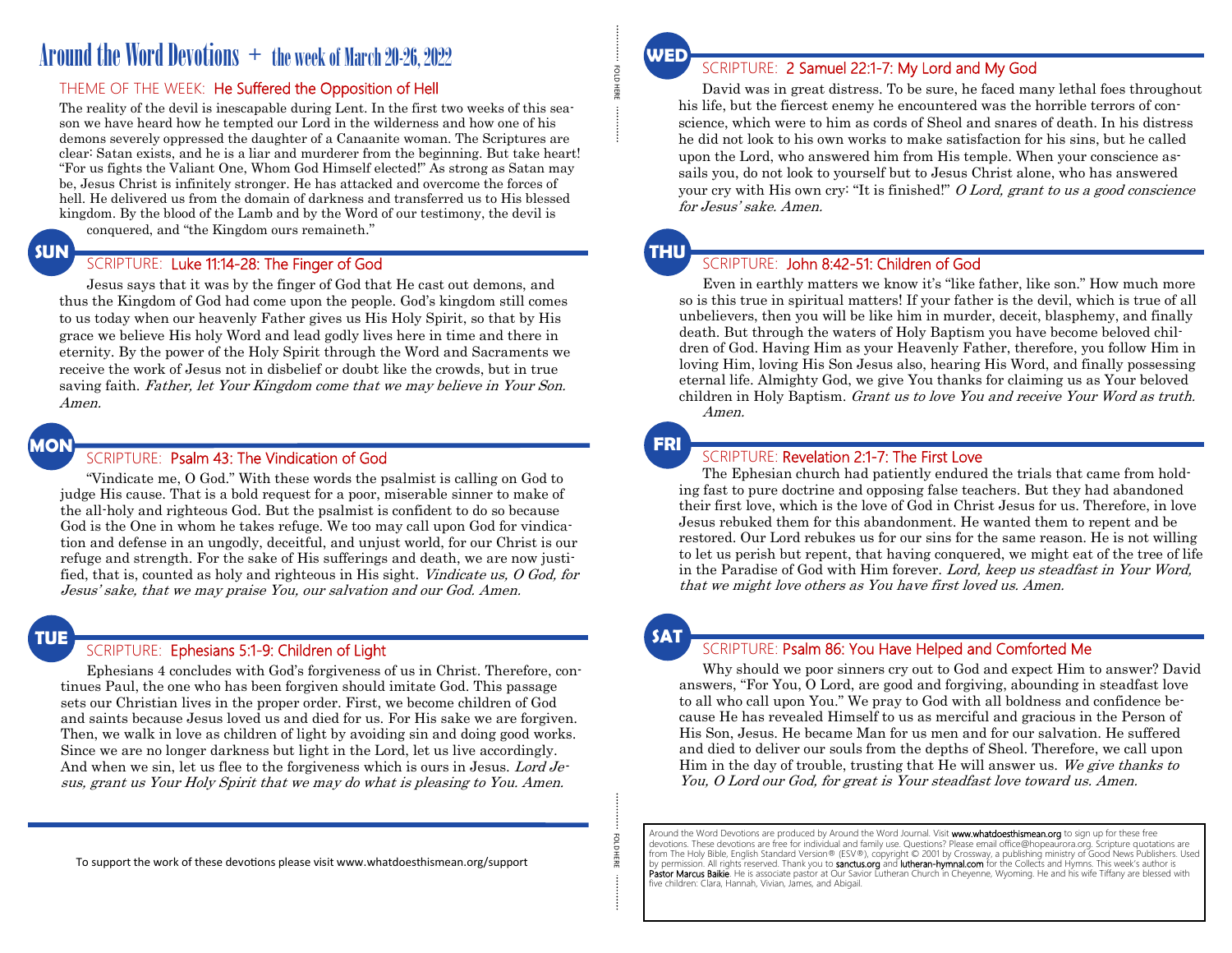# Around the Word Devotions + the week of March 20-26, 2022

## THEME OF THE WEEK: He Suffered the Opposition of Hell

The reality of the devil is inescapable during Lent. In the first two weeks of this season we have heard how he tempted our Lord in the wilderness and how one of his demons severely oppressed the daughter of a Canaanite woman. The Scriptures are clear: Satan exists, and he is a liar and murderer from the beginning. But take heart! "For us fights the Valiant One, Whom God Himself elected!" As strong as Satan may be, Jesus Christ is infinitely stronger. He has attacked and overcome the forces of hell. He delivered us from the domain of darkness and transferred us to His blessed kingdom. By the blood of the Lamb and by the Word of our testimony, the devil is conquered, and "the Kingdom ours remaineth."

## SUN

### SCRIPTURE: Luke 11:14-28: The Finger of God

Jesus says that it was by the finger of God that He cast out demons, and thus the Kingdom of God had come upon the people. God's kingdom still comes to us today when our heavenly Father gives us His Holy Spirit, so that by His grace we believe His holy Word and lead godly lives here in time and there in eternity. By the power of the Holy Spirit through the Word and Sacraments we receive the work of Jesus not in disbelief or doubt like the crowds, but in true saving faith. *Father, let Your Kingdom come that we may believe in Your Son. Amen.*

## MON

### SCRIPTURE: Psalm 43: The Vindication of God

"Vindicate me, O God." With these words the psalmist is calling on God to judge His cause. That is a bold request for a poor, miserable sinner to make of the all-holy and righteous God. But the psalmist is confident to do so because God is the One in whom he takes refuge. We too may call upon God for vindication and defense in an ungodly, deceitful, and unjust world, for our Christ is our refuge and strength. For the sake of His sufferings and death, we are now justified, that is, counted as holy and righteous in His sight. *Vindicate us, O God, for Jesus' sake, that we may praise You, our salvation and our God. Amen.*

## TUE

### SCRIPTURE: Ephesians 5:1-9: Children of Light

Ephesians 4 concludes with God's forgiveness of us in Christ. Therefore, continues Paul, the one who has been forgiven should imitate God. This passage sets our Christian lives in the proper order. First, we become children of God and saints because Jesus loved us and died for us. For His sake we are forgiven. Then, we walk in love as children of light by avoiding sin and doing good works. Since we are no longer darkness but light in the Lord, let us live accordingly. And when we sin, let us flee to the forgiveness which is ours in Jesus. *Lord Jesus, grant us Your Holy Spirit that we may do what is pleasing to You. Amen.*

To support the work of these devotions please visit www.whatdoesthismean.org/support

## WED

### SCRIPTURE: 2 Samuel 22:1-7: My Lord and My God

David was in great distress. To be sure, he faced many lethal foes throughout his life, but the fiercest enemy he encountered was the horrible terrors of conscience, which were to him as cords of Sheol and snares of death. In his distress he did not look to his own works to make satisfaction for his sins, but he called upon the Lord, who answered him from His temple. When your conscience assails you, do not look to yourself but to Jesus Christ alone, who has answered your cry with His own cry: "It is finished!" *O Lord, grant to us a good conscience for Jesus' sake. Amen.*

## THU

### SCRIPTURE: John 8:42-51: Children of God

Even in earthly matters we know it's "like father, like son." How much more so is this true in spiritual matters! If your father is the devil, which is true of all unbelievers, then you will be like him in murder, deceit, blasphemy, and finally death. But through the waters of Holy Baptism you have become beloved children of God. Having Him as your Heavenly Father, therefore, you follow Him in loving Him, loving His Son Jesus also, hearing His Word, and finally possessing eternal life. Almighty God, we give You thanks for claiming us as Your beloved children in Holy Baptism. *Grant us to love You and receive Your Word as truth. Amen.*

## FRI

### SCRIPTURE: Revelation 2:1-7: The First Love

The Ephesian church had patiently endured the trials that came from holding fast to pure doctrine and opposing false teachers. But they had abandoned their first love, which is the love of God in Christ Jesus for us. Therefore, in love Jesus rebuked them for this abandonment. He wanted them to repent and be restored. Our Lord rebukes us for our sins for the same reason. He is not willing to let us perish but repent, that having conquered, we might eat of the tree of life in the Paradise of God with Him forever. *Lord, keep us steadfast in Your Word, that we might love others as You have first loved us. Amen.*

## SAT

### SCRIPTURE: Psalm 86: You Have Helped and Comforted Me

Why should we poor sinners cry out to God and expect Him to answer? David answers, "For You, O Lord, are good and forgiving, abounding in steadfast love to all who call upon You." We pray to God with all boldness and confidence because He has revealed Himself to us as merciful and gracious in the Person of His Son, Jesus. He became Man for us men and for our salvation. He suffered and died to deliver our souls from the depths of Sheol. Therefore, we call upon Him in the day of trouble, trusting that He will answer us. *We give thanks to You, O Lord our God, for great is Your steadfast love toward us. Amen.*

Around the Word Devotions are produced by Around the Word Journal. Visit **www.whatdoesthismean.org** to sign up for these free devotions. These devotions are free for individual and family use. Questions? Please email office@hopeaurora.org. Scripture quotations are from The Holy Bible, English Standard Version® (ESV®), copyright © 2001 by Crossway, a publishing ministry of Good News Publishers. Used by permission. All rights reserved. Thank you to **sanctus.org** and **lutheran-hymnal.com** for the Collects and Hymns. This week's author is **Pastor Marcus Baikie**. He is associate pastor at Our Savior Lutheran Church in Cheyenne, Wyoming. He and his wife Tiffany are blessed with five children: Clara, Hannah, Vivian, James, and Abigail.